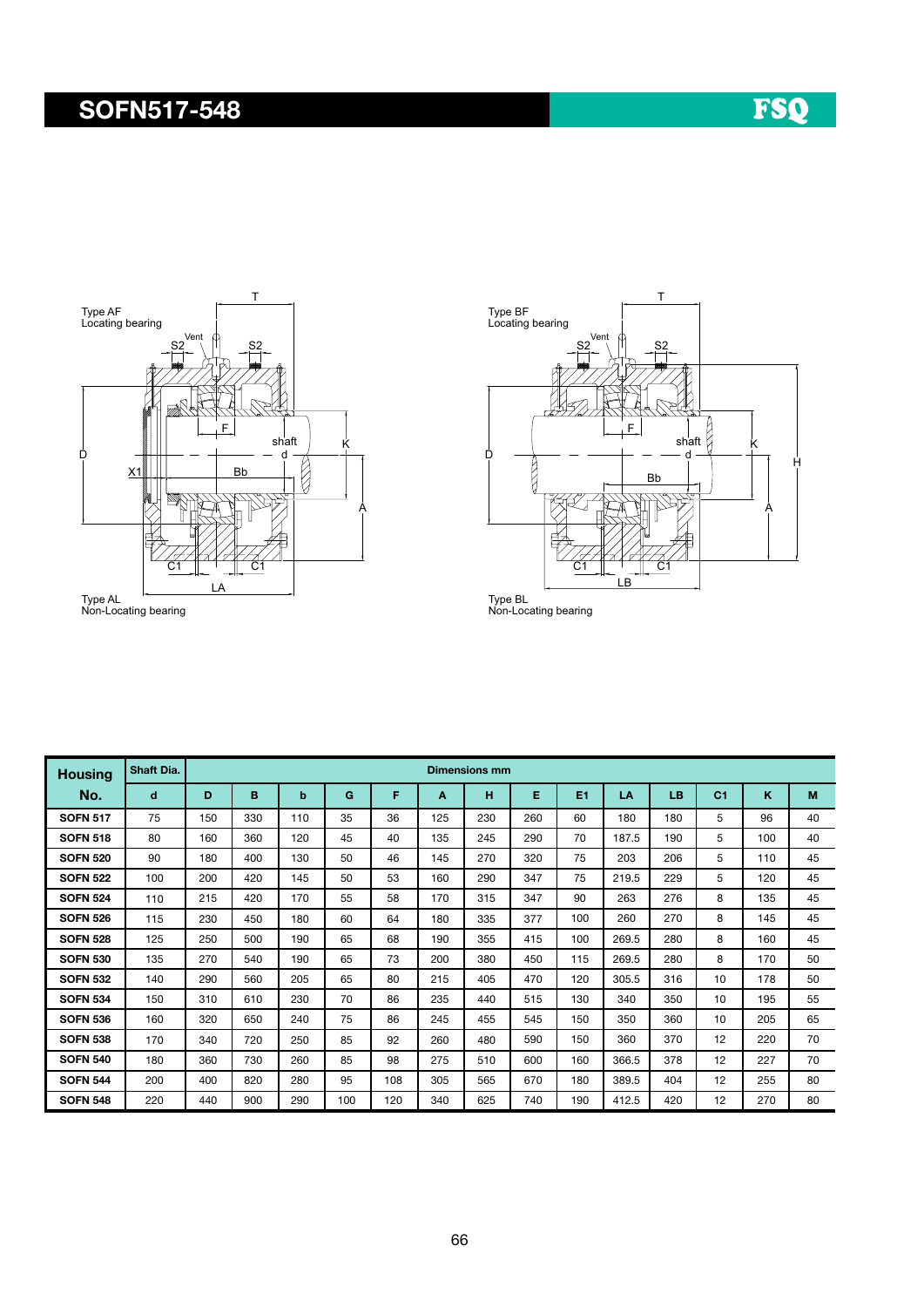# SOFN517-548

FSQ

Type AF
Locating bearing

Type AL
Non-Locating bearing

Type BF
Locating bearing

Type BL
Non-Locating bearing

| Housing No. | Shaft Dia. | Dimensions mm | | | | | | | | | | | | | |
|---|---|---|---|---|---|---|---|---|---|---|---|---|---|---|---|
| | d | D | B | b | G | F | A | H | E | E1 | LA | LB | C1 | K | M |
| SOFN 517 | 75 | 150 | 330 | 110 | 35 | 36 | 125 | 230 | 260 | 60 | 180 | 180 | 5 | 96 | 40 |
| SOFN 518 | 80 | 160 | 360 | 120 | 45 | 40 | 135 | 245 | 290 | 70 | 187.5 | 190 | 5 | 100 | 40 |
| SOFN 520 | 90 | 180 | 400 | 130 | 50 | 46 | 145 | 270 | 320 | 75 | 203 | 206 | 5 | 110 | 45 |
| SOFN 522 | 100 | 200 | 420 | 145 | 50 | 53 | 160 | 290 | 347 | 75 | 219.5 | 229 | 5 | 120 | 45 |
| SOFN 524 | 110 | 215 | 420 | 170 | 55 | 58 | 170 | 315 | 347 | 90 | 263 | 276 | 8 | 135 | 45 |
| SOFN 526 | 115 | 230 | 450 | 180 | 60 | 64 | 180 | 335 | 377 | 100 | 260 | 270 | 8 | 145 | 45 |
| SOFN 528 | 125 | 250 | 500 | 190 | 65 | 68 | 190 | 355 | 415 | 100 | 269.5 | 280 | 8 | 160 | 45 |
| SOFN 530 | 135 | 270 | 540 | 190 | 65 | 73 | 200 | 380 | 450 | 115 | 269.5 | 280 | 8 | 170 | 50 |
| SOFN 532 | 140 | 290 | 560 | 205 | 65 | 80 | 215 | 405 | 470 | 120 | 305.5 | 316 | 10 | 178 | 50 |
| SOFN 534 | 150 | 310 | 610 | 230 | 70 | 86 | 235 | 440 | 515 | 130 | 340 | 350 | 10 | 195 | 55 |
| SOFN 536 | 160 | 320 | 650 | 240 | 75 | 86 | 245 | 455 | 545 | 150 | 350 | 360 | 10 | 205 | 65 |
| SOFN 538 | 170 | 340 | 720 | 250 | 85 | 92 | 260 | 480 | 590 | 150 | 360 | 370 | 12 | 220 | 70 |
| SOFN 540 | 180 | 360 | 730 | 260 | 85 | 98 | 275 | 510 | 600 | 160 | 366.5 | 378 | 12 | 227 | 70 |
| SOFN 544 | 200 | 400 | 820 | 280 | 95 | 108 | 305 | 565 | 670 | 180 | 389.5 | 404 | 12 | 255 | 80 |
| SOFN 548 | 220 | 440 | 900 | 290 | 100 | 120 | 340 | 625 | 740 | 190 | 412.5 | 420 | 12 | 270 | 80 |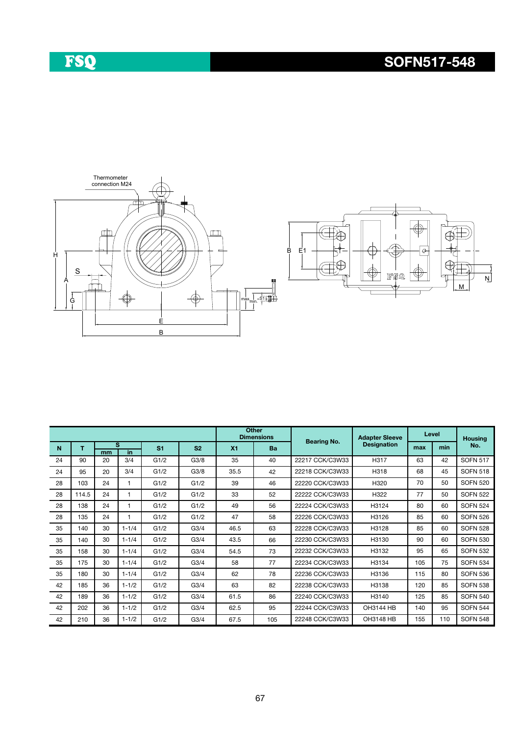# FSQ

# SOFN517-548

Thermometer connection M24

| N | T | S |  | S1 | S2 | Other Dimensions |  | Bearing No. | Adapter Sleeve Designation | Level |  | Housing No. |
|---|---|---|---|---|---|---|---|---|---|---|---|---|
|  |  | mm | in |  |  | X1 | Ba |  |  | max | min |  |
| 24 | 90 | 20 | 3/4 | G1/2 | G3/8 | 35 | 40 | 22217 CCK/C3W33 | H317 | 63 | 42 | SOFN 517 |
| 24 | 95 | 20 | 3/4 | G1/2 | G3/8 | 35.5 | 42 | 22218 CCK/C3W33 | H318 | 68 | 45 | SOFN 518 |
| 28 | 103 | 24 | 1 | G1/2 | G1/2 | 39 | 46 | 22220 CCK/C3W33 | H320 | 70 | 50 | SOFN 520 |
| 28 | 114.5 | 24 | 1 | G1/2 | G1/2 | 33 | 52 | 22222 CCK/C3W33 | H322 | 77 | 50 | SOFN 522 |
| 28 | 138 | 24 | 1 | G1/2 | G1/2 | 49 | 56 | 22224 CCK/C3W33 | H3124 | 80 | 60 | SOFN 524 |
| 28 | 135 | 24 | 1 | G1/2 | G1/2 | 47 | 58 | 22226 CCK/C3W33 | H3126 | 85 | 60 | SOFN 526 |
| 35 | 140 | 30 | 1-1/4 | G1/2 | G3/4 | 46.5 | 63 | 22228 CCK/C3W33 | H3128 | 85 | 60 | SOFN 528 |
| 35 | 140 | 30 | 1-1/4 | G1/2 | G3/4 | 43.5 | 66 | 22230 CCK/C3W33 | H3130 | 90 | 60 | SOFN 530 |
| 35 | 158 | 30 | 1-1/4 | G1/2 | G3/4 | 54.5 | 73 | 22232 CCK/C3W33 | H3132 | 95 | 65 | SOFN 532 |
| 35 | 175 | 30 | 1-1/4 | G1/2 | G3/4 | 58 | 77 | 22234 CCK/C3W33 | H3134 | 105 | 75 | SOFN 534 |
| 35 | 180 | 30 | 1-1/4 | G1/2 | G3/4 | 62 | 78 | 22236 CCK/C3W33 | H3136 | 115 | 80 | SOFN 536 |
| 42 | 185 | 36 | 1-1/2 | G1/2 | G3/4 | 63 | 82 | 22238 CCK/C3W33 | H3138 | 120 | 85 | SOFN 538 |
| 42 | 189 | 36 | 1-1/2 | G1/2 | G3/4 | 61.5 | 86 | 22240 CCK/C3W33 | H3140 | 125 | 85 | SOFN 540 |
| 42 | 202 | 36 | 1-1/2 | G1/2 | G3/4 | 62.5 | 95 | 22244 CCK/C3W33 | OH3144 HB | 140 | 95 | SOFN 544 |
| 42 | 210 | 36 | 1-1/2 | G1/2 | G3/4 | 67.5 | 105 | 22248 CCK/C3W33 | OH3148 HB | 155 | 110 | SOFN 548 |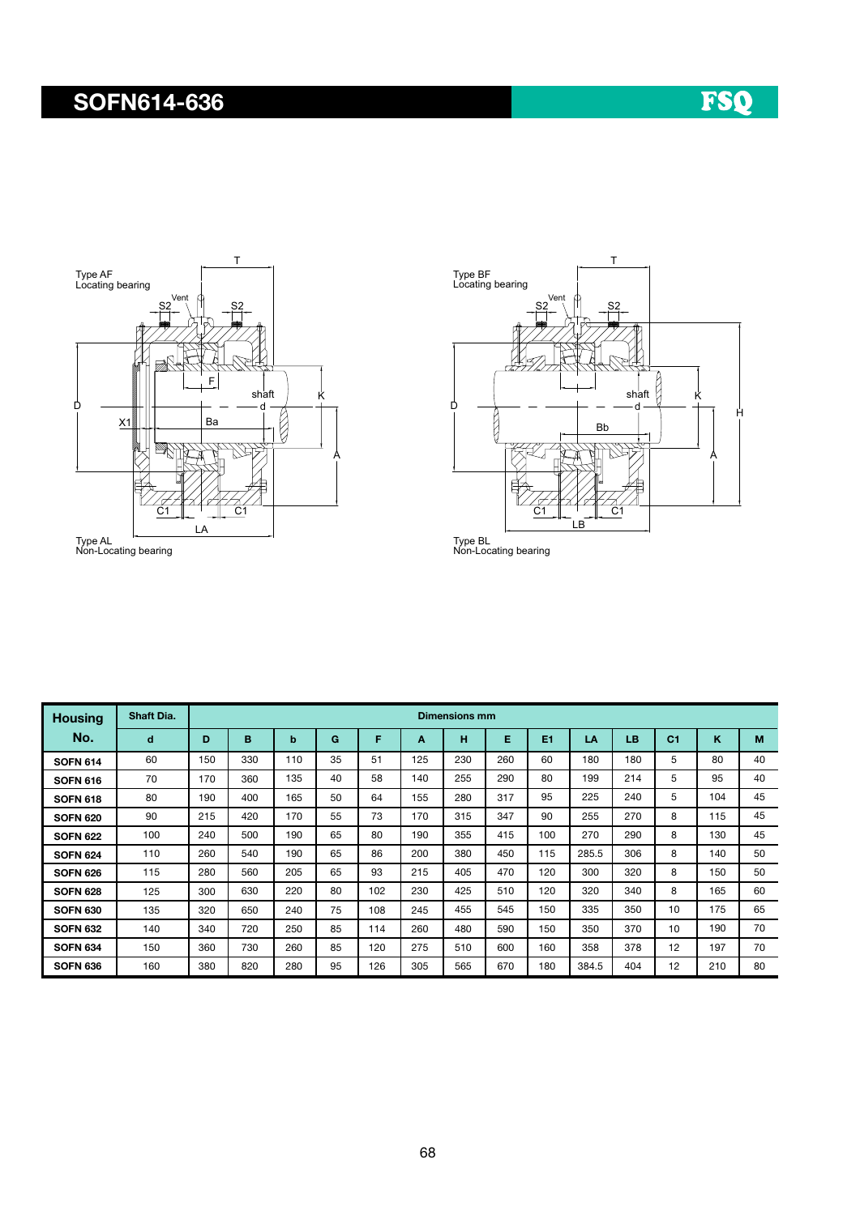# SOFN614-636

Type AF
Locating bearing

Type AL
Non-Locating bearing

Type BF
Locating bearing

Type BL
Non-Locating bearing

| Housing No. | Shaft Dia. | Dimensions mm | | | | | | | | | | | | | |
|---|---|---|---|---|---|---|---|---|---|---|---|---|---|---|---|
| | d | D | B | b | G | F | A | H | E | E1 | LA | LB | C1 | K | M |
| SOFN 614 | 60 | 150 | 330 | 110 | 35 | 51 | 125 | 230 | 260 | 60 | 180 | 180 | 5 | 80 | 40 |
| SOFN 616 | 70 | 170 | 360 | 135 | 40 | 58 | 140 | 255 | 290 | 80 | 199 | 214 | 5 | 95 | 40 |
| SOFN 618 | 80 | 190 | 400 | 165 | 50 | 64 | 155 | 280 | 317 | 95 | 225 | 240 | 5 | 104 | 45 |
| SOFN 620 | 90 | 215 | 420 | 170 | 55 | 73 | 170 | 315 | 347 | 90 | 255 | 270 | 8 | 115 | 45 |
| SOFN 622 | 100 | 240 | 500 | 190 | 65 | 80 | 190 | 355 | 415 | 100 | 270 | 290 | 8 | 130 | 45 |
| SOFN 624 | 110 | 260 | 540 | 190 | 65 | 86 | 200 | 380 | 450 | 115 | 285.5 | 306 | 8 | 140 | 50 |
| SOFN 626 | 115 | 280 | 560 | 205 | 65 | 93 | 215 | 405 | 470 | 120 | 300 | 320 | 8 | 150 | 50 |
| SOFN 628 | 125 | 300 | 630 | 220 | 80 | 102 | 230 | 425 | 510 | 120 | 320 | 340 | 8 | 165 | 60 |
| SOFN 630 | 135 | 320 | 650 | 240 | 75 | 108 | 245 | 455 | 545 | 150 | 335 | 350 | 10 | 175 | 65 |
| SOFN 632 | 140 | 340 | 720 | 250 | 85 | 114 | 260 | 480 | 590 | 150 | 350 | 370 | 10 | 190 | 70 |
| SOFN 634 | 150 | 360 | 730 | 260 | 85 | 120 | 275 | 510 | 600 | 160 | 358 | 378 | 12 | 197 | 70 |
| SOFN 636 | 160 | 380 | 820 | 280 | 95 | 126 | 305 | 565 | 670 | 180 | 384.5 | 404 | 12 | 210 | 80 |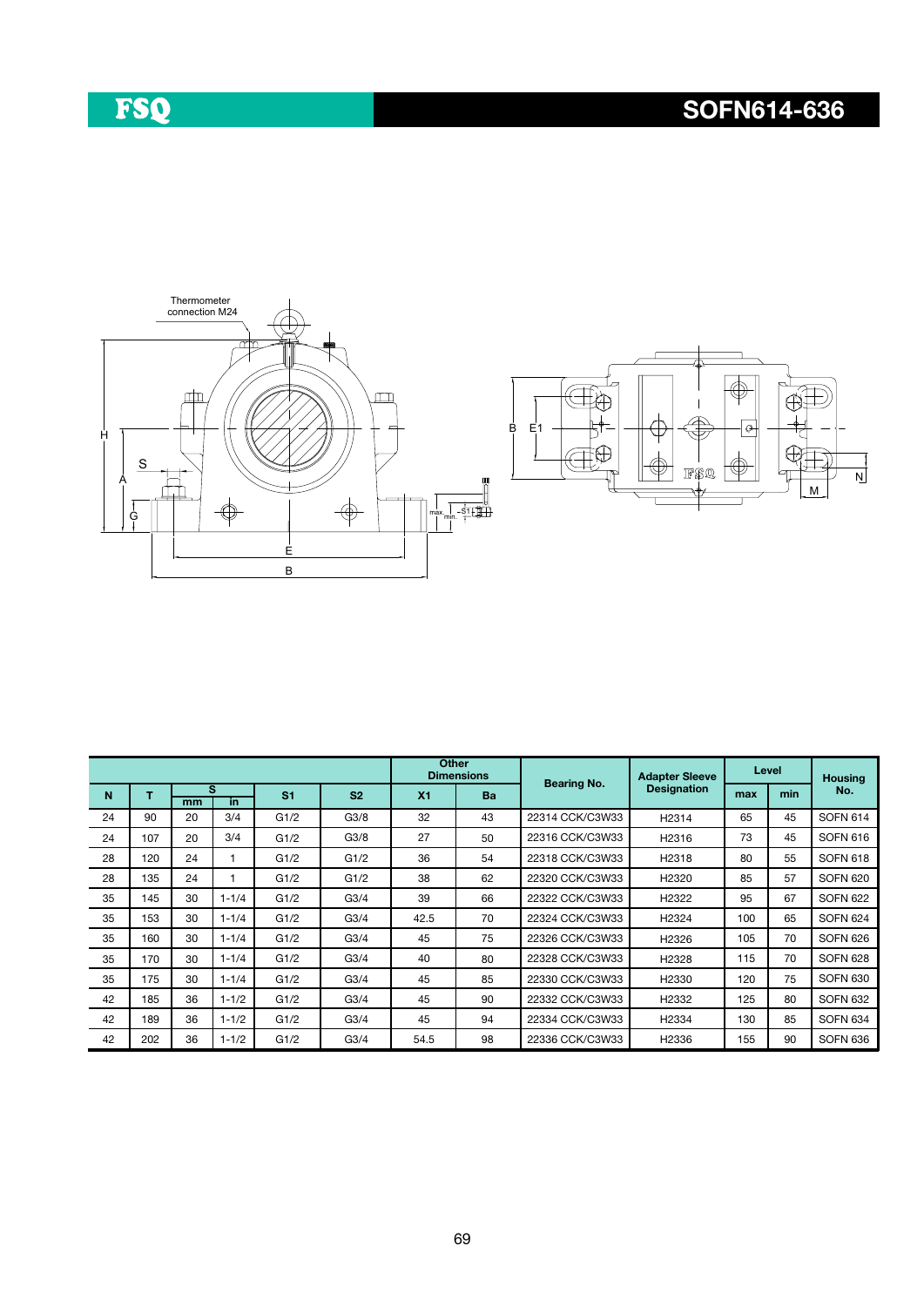# SOFN614-636

Thermometer connection M24

H
S
A
G
E
B
max.
min.
S1

B
E1
M
N

| N | T | S | | S1 | S2 | Other Dimensions | | Bearing No. | Adapter Sleeve Designation | Level | | Housing No. |
|---|---|---|---|---|---|---|---|---|---|---|---|---|
| | | mm | in | | | X1 | Ba | | | max | min | |
| 24 | 90 | 20 | 3/4 | G1/2 | G3/8 | 32 | 43 | 22314 CCK/C3W33 | H2314 | 65 | 45 | SOFN 614 |
| 24 | 107 | 20 | 3/4 | G1/2 | G3/8 | 27 | 50 | 22316 CCK/C3W33 | H2316 | 73 | 45 | SOFN 616 |
| 28 | 120 | 24 | 1 | G1/2 | G1/2 | 36 | 54 | 22318 CCK/C3W33 | H2318 | 80 | 55 | SOFN 618 |
| 28 | 135 | 24 | 1 | G1/2 | G1/2 | 38 | 62 | 22320 CCK/C3W33 | H2320 | 85 | 57 | SOFN 620 |
| 35 | 145 | 30 | 1-1/4 | G1/2 | G3/4 | 39 | 66 | 22322 CCK/C3W33 | H2322 | 95 | 67 | SOFN 622 |
| 35 | 153 | 30 | 1-1/4 | G1/2 | G3/4 | 42.5 | 70 | 22324 CCK/C3W33 | H2324 | 100 | 65 | SOFN 624 |
| 35 | 160 | 30 | 1-1/4 | G1/2 | G3/4 | 45 | 75 | 22326 CCK/C3W33 | H2326 | 105 | 70 | SOFN 626 |
| 35 | 170 | 30 | 1-1/4 | G1/2 | G3/4 | 40 | 80 | 22328 CCK/C3W33 | H2328 | 115 | 70 | SOFN 628 |
| 35 | 175 | 30 | 1-1/4 | G1/2 | G3/4 | 45 | 85 | 22330 CCK/C3W33 | H2330 | 120 | 75 | SOFN 630 |
| 42 | 185 | 36 | 1-1/2 | G1/2 | G3/4 | 45 | 90 | 22332 CCK/C3W33 | H2332 | 125 | 80 | SOFN 632 |
| 42 | 189 | 36 | 1-1/2 | G1/2 | G3/4 | 45 | 94 | 22334 CCK/C3W33 | H2334 | 130 | 85 | SOFN 634 |
| 42 | 202 | 36 | 1-1/2 | G1/2 | G3/4 | 54.5 | 98 | 22336 CCK/C3W33 | H2336 | 155 | 90 | SOFN 636 |